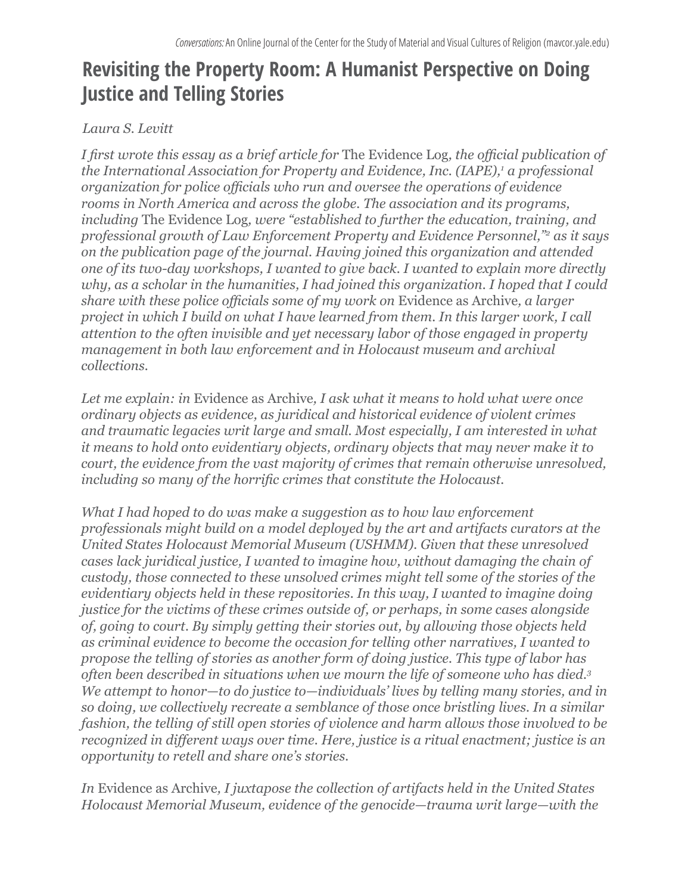# Revisiting the Property Room: A Humanist Perspective on Doing Justice and Telling Stories

*Laura S. Levitt*

*I first wrote this essay as a brief article for* The Evidence Log*, the official publication of the International Association for Property and Evidence, Inc. (IAPE),*[1] *a professional organization for police officials who run and oversee the operations of evidence rooms in North America and across the globe. The association and its programs, including* The Evidence Log*, were "established to further the education, training, and professional growth of Law Enforcement Property and Evidence Personnel,"*[2] *as it says on the publication page of the journal. Having joined this organization and attended one of its two-day workshops, I wanted to give back. I wanted to explain more directly why, as a scholar in the humanities, I had joined this organization. I hoped that I could share with these police officials some of my work on* Evidence as Archive*, a larger project in which I build on what I have learned from them. In this larger work, I call attention to the often invisible and yet necessary labor of those engaged in property management in both law enforcement and in Holocaust museum and archival collections.*

*Let me explain: in* Evidence as Archive*, I ask what it means to hold what were once ordinary objects as evidence, as juridical and historical evidence of violent crimes and traumatic legacies writ large and small. Most especially, I am interested in what it means to hold onto evidentiary objects, ordinary objects that may never make it to court, the evidence from the vast majority of crimes that remain otherwise unresolved, including so many of the horrific crimes that constitute the Holocaust.*

*What I had hoped to do was make a suggestion as to how law enforcement professionals might build on a model deployed by the art and artifacts curators at the United States Holocaust Memorial Museum (USHMM). Given that these unresolved cases lack juridical justice, I wanted to imagine how, without damaging the chain of custody, those connected to these unsolved crimes might tell some of the stories of the evidentiary objects held in these repositories. In this way, I wanted to imagine doing justice for the victims of these crimes outside of, or perhaps, in some cases alongside of, going to court. By simply getting their stories out, by allowing those objects held as criminal evidence to become the occasion for telling other narratives, I wanted to propose the telling of stories as another form of doing justice. This type of labor has often been described in situations when we mourn the life of someone who has died.*[3] *We attempt to honor—to do justice to—individuals' lives by telling many stories, and in so doing, we collectively recreate a semblance of those once bristling lives. In a similar fashion, the telling of still open stories of violence and harm allows those involved to be recognized in different ways over time. Here, justice is a ritual enactment; justice is an opportunity to retell and share one's stories.*

*In* Evidence as Archive*, I juxtapose the collection of artifacts held in the United States Holocaust Memorial Museum, evidence of the genocide—trauma writ large—with the*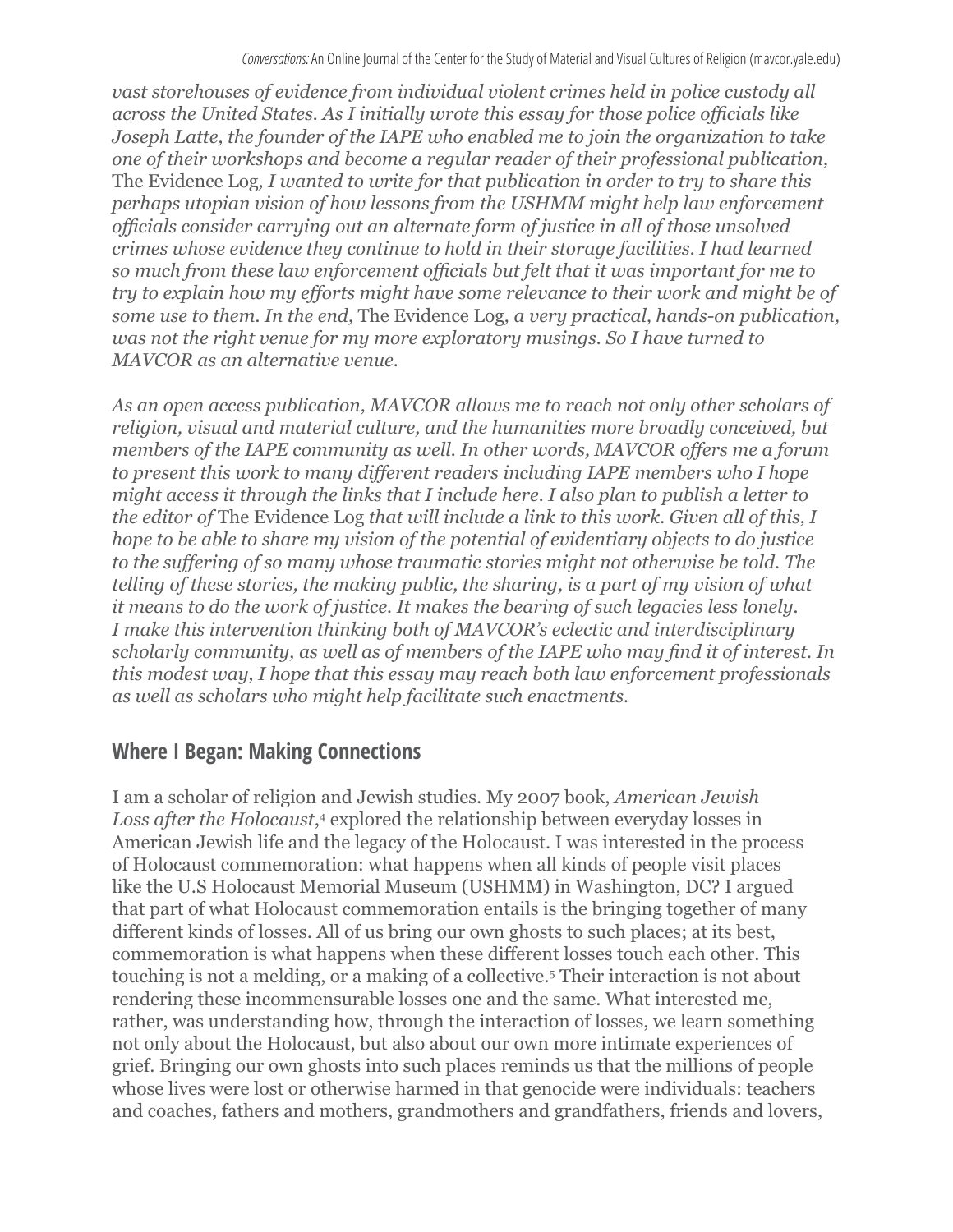*vast storehouses of evidence from individual violent crimes held in police custody all across the United States. As I initially wrote this essay for those police officials like Joseph Latte, the founder of the IAPE who enabled me to join the organization to take one of their workshops and become a regular reader of their professional publication,* The Evidence Log*, I wanted to write for that publication in order to try to share this perhaps utopian vision of how lessons from the USHMM might help law enforcement officials consider carrying out an alternate form of justice in all of those unsolved crimes whose evidence they continue to hold in their storage facilities. I had learned so much from these law enforcement officials but felt that it was important for me to try to explain how my efforts might have some relevance to their work and might be of some use to them. In the end,* The Evidence Log*, a very practical, hands-on publication, was not the right venue for my more exploratory musings. So I have turned to MAVCOR as an alternative venue.*

*As an open access publication, MAVCOR allows me to reach not only other scholars of religion, visual and material culture, and the humanities more broadly conceived, but members of the IAPE community as well. In other words, MAVCOR offers me a forum to present this work to many different readers including IAPE members who I hope might access it through the links that I include here. I also plan to publish a letter to the editor of* The Evidence Log *that will include a link to this work. Given all of this, I hope to be able to share my vision of the potential of evidentiary objects to do justice to the suffering of so many whose traumatic stories might not otherwise be told. The telling of these stories, the making public, the sharing, is a part of my vision of what it means to do the work of justice. It makes the bearing of such legacies less lonely. I make this intervention thinking both of MAVCOR's eclectic and interdisciplinary scholarly community, as well as of members of the IAPE who may find it of interest. In this modest way, I hope that this essay may reach both law enforcement professionals as well as scholars who might help facilitate such enactments.*

## Where I Began: Making Connections

I am a scholar of religion and Jewish studies. My 2007 book, *American Jewish Loss after the Holocaust*,[4] explored the relationship between everyday losses in American Jewish life and the legacy of the Holocaust. I was interested in the process of Holocaust commemoration: what happens when all kinds of people visit places like the U.S Holocaust Memorial Museum (USHMM) in Washington, DC? I argued that part of what Holocaust commemoration entails is the bringing together of many different kinds of losses. All of us bring our own ghosts to such places; at its best, commemoration is what happens when these different losses touch each other. This touching is not a melding, or a making of a collective.[5] Their interaction is not about rendering these incommensurable losses one and the same. What interested me, rather, was understanding how, through the interaction of losses, we learn something not only about the Holocaust, but also about our own more intimate experiences of grief. Bringing our own ghosts into such places reminds us that the millions of people whose lives were lost or otherwise harmed in that genocide were individuals: teachers and coaches, fathers and mothers, grandmothers and grandfathers, friends and lovers,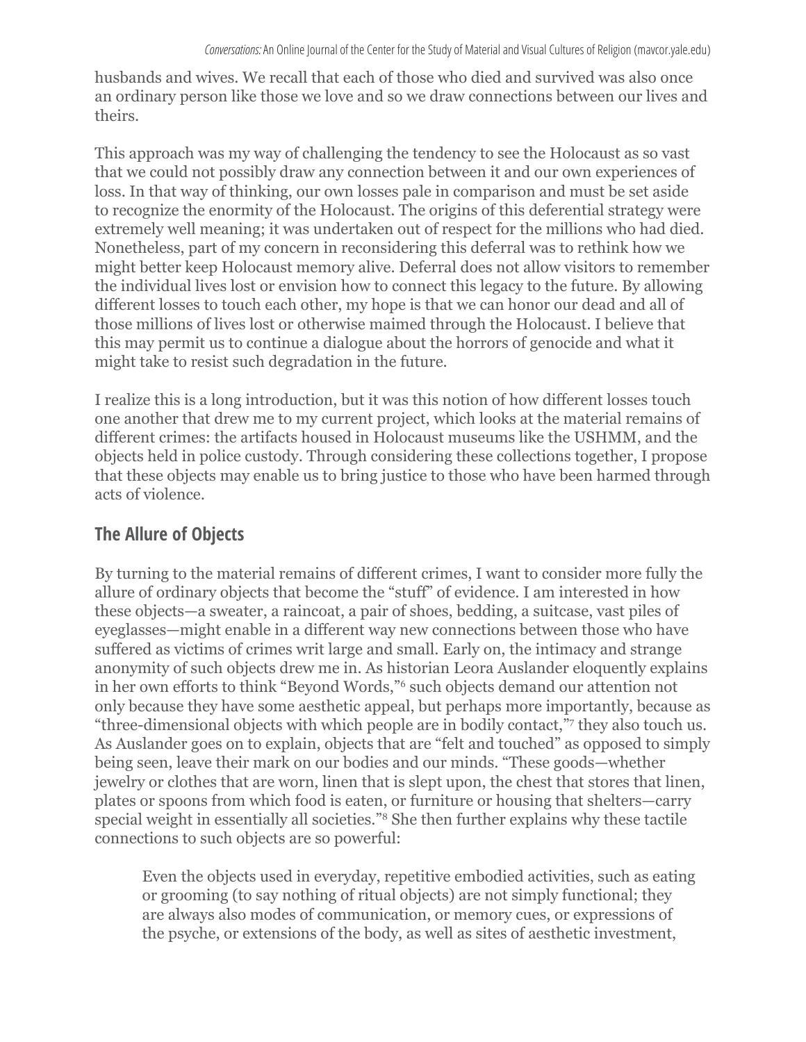husbands and wives. We recall that each of those who died and survived was also once an ordinary person like those we love and so we draw connections between our lives and theirs.

This approach was my way of challenging the tendency to see the Holocaust as so vast that we could not possibly draw any connection between it and our own experiences of loss. In that way of thinking, our own losses pale in comparison and must be set aside to recognize the enormity of the Holocaust. The origins of this deferential strategy were extremely well meaning; it was undertaken out of respect for the millions who had died. Nonetheless, part of my concern in reconsidering this deferral was to rethink how we might better keep Holocaust memory alive. Deferral does not allow visitors to remember the individual lives lost or envision how to connect this legacy to the future. By allowing different losses to touch each other, my hope is that we can honor our dead and all of those millions of lives lost or otherwise maimed through the Holocaust. I believe that this may permit us to continue a dialogue about the horrors of genocide and what it might take to resist such degradation in the future.

I realize this is a long introduction, but it was this notion of how different losses touch one another that drew me to my current project, which looks at the material remains of different crimes: the artifacts housed in Holocaust museums like the USHMM, and the objects held in police custody. Through considering these collections together, I propose that these objects may enable us to bring justice to those who have been harmed through acts of violence.

## The Allure of Objects

By turning to the material remains of different crimes, I want to consider more fully the allure of ordinary objects that become the "stuff" of evidence. I am interested in how these objects—a sweater, a raincoat, a pair of shoes, bedding, a suitcase, vast piles of eyeglasses—might enable in a different way new connections between those who have suffered as victims of crimes writ large and small. Early on, the intimacy and strange anonymity of such objects drew me in. As historian Leora Auslander eloquently explains in her own efforts to think "Beyond Words,"[6] such objects demand our attention not only because they have some aesthetic appeal, but perhaps more importantly, because as "three-dimensional objects with which people are in bodily contact,"[7] they also touch us. As Auslander goes on to explain, objects that are "felt and touched" as opposed to simply being seen, leave their mark on our bodies and our minds. "These goods—whether jewelry or clothes that are worn, linen that is slept upon, the chest that stores that linen, plates or spoons from which food is eaten, or furniture or housing that shelters—carry special weight in essentially all societies."[8] She then further explains why these tactile connections to such objects are so powerful:

> Even the objects used in everyday, repetitive embodied activities, such as eating or grooming (to say nothing of ritual objects) are not simply functional; they are always also modes of communication, or memory cues, or expressions of the psyche, or extensions of the body, as well as sites of aesthetic investment,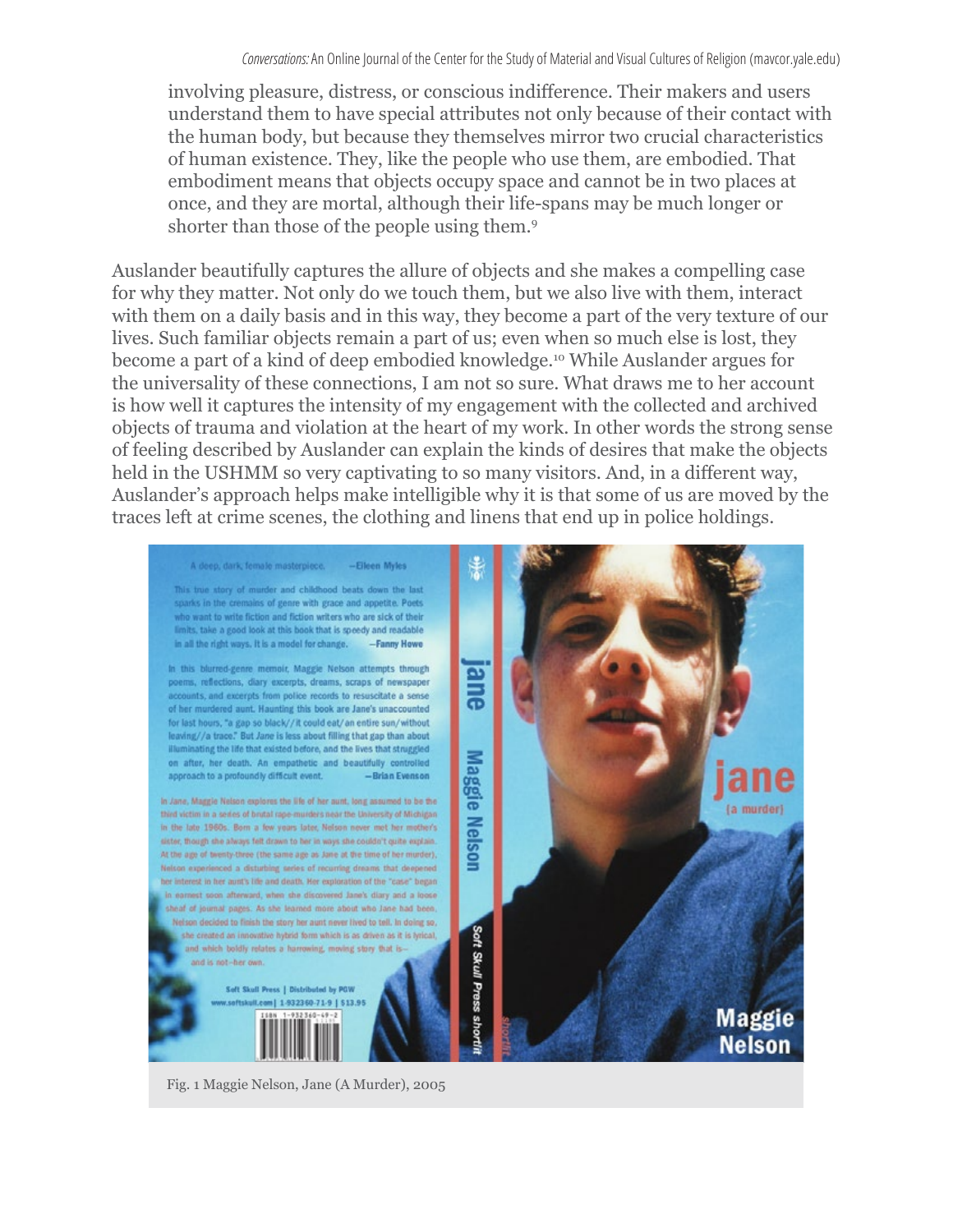involving pleasure, distress, or conscious indifference. Their makers and users understand them to have special attributes not only because of their contact with the human body, but because they themselves mirror two crucial characteristics of human existence. They, like the people who use them, are embodied. That embodiment means that objects occupy space and cannot be in two places at once, and they are mortal, although their life-spans may be much longer or shorter than those of the people using them.[9]

Auslander beautifully captures the allure of objects and she makes a compelling case for why they matter. Not only do we touch them, but we also live with them, interact with them on a daily basis and in this way, they become a part of the very texture of our lives. Such familiar objects remain a part of us; even when so much else is lost, they become a part of a kind of deep embodied knowledge.[10] While Auslander argues for the universality of these connections, I am not so sure. What draws me to her account is how well it captures the intensity of my engagement with the collected and archived objects of trauma and violation at the heart of my work. In other words the strong sense of feeling described by Auslander can explain the kinds of desires that make the objects held in the USHMM so very captivating to so many visitors. And, in a different way, Auslander's approach helps make intelligible why it is that some of us are moved by the traces left at crime scenes, the clothing and linens that end up in police holdings.

Fig. 1 Maggie Nelson, Jane (A Murder), 2005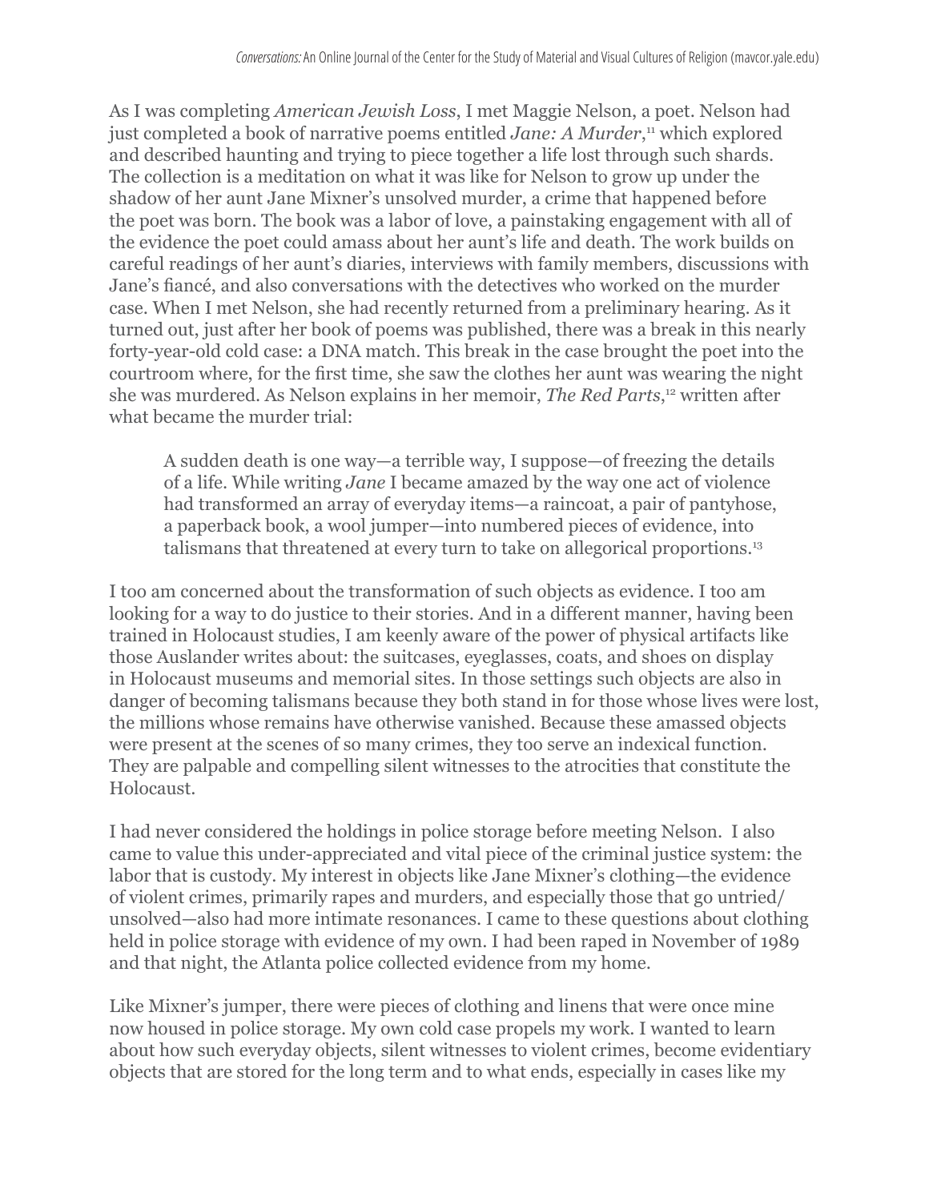As I was completing *American Jewish Loss*, I met Maggie Nelson, a poet. Nelson had just completed a book of narrative poems entitled *Jane: A Murder*,[11] which explored and described haunting and trying to piece together a life lost through such shards. The collection is a meditation on what it was like for Nelson to grow up under the shadow of her aunt Jane Mixner's unsolved murder, a crime that happened before the poet was born. The book was a labor of love, a painstaking engagement with all of the evidence the poet could amass about her aunt's life and death. The work builds on careful readings of her aunt's diaries, interviews with family members, discussions with Jane's fiancé, and also conversations with the detectives who worked on the murder case. When I met Nelson, she had recently returned from a preliminary hearing. As it turned out, just after her book of poems was published, there was a break in this nearly forty-year-old cold case: a DNA match. This break in the case brought the poet into the courtroom where, for the first time, she saw the clothes her aunt was wearing the night she was murdered. As Nelson explains in her memoir, *The Red Parts*,[12] written after what became the murder trial:

> A sudden death is one way—a terrible way, I suppose—of freezing the details of a life. While writing *Jane* I became amazed by the way one act of violence had transformed an array of everyday items—a raincoat, a pair of pantyhose, a paperback book, a wool jumper—into numbered pieces of evidence, into talismans that threatened at every turn to take on allegorical proportions.[13]

I too am concerned about the transformation of such objects as evidence. I too am looking for a way to do justice to their stories. And in a different manner, having been trained in Holocaust studies, I am keenly aware of the power of physical artifacts like those Auslander writes about: the suitcases, eyeglasses, coats, and shoes on display in Holocaust museums and memorial sites. In those settings such objects are also in danger of becoming talismans because they both stand in for those whose lives were lost, the millions whose remains have otherwise vanished. Because these amassed objects were present at the scenes of so many crimes, they too serve an indexical function. They are palpable and compelling silent witnesses to the atrocities that constitute the Holocaust.

I had never considered the holdings in police storage before meeting Nelson. I also came to value this under-appreciated and vital piece of the criminal justice system: the labor that is custody. My interest in objects like Jane Mixner's clothing—the evidence of violent crimes, primarily rapes and murders, and especially those that go untried/unsolved—also had more intimate resonances. I came to these questions about clothing held in police storage with evidence of my own. I had been raped in November of 1989 and that night, the Atlanta police collected evidence from my home.

Like Mixner's jumper, there were pieces of clothing and linens that were once mine now housed in police storage. My own cold case propels my work. I wanted to learn about how such everyday objects, silent witnesses to violent crimes, become evidentiary objects that are stored for the long term and to what ends, especially in cases like my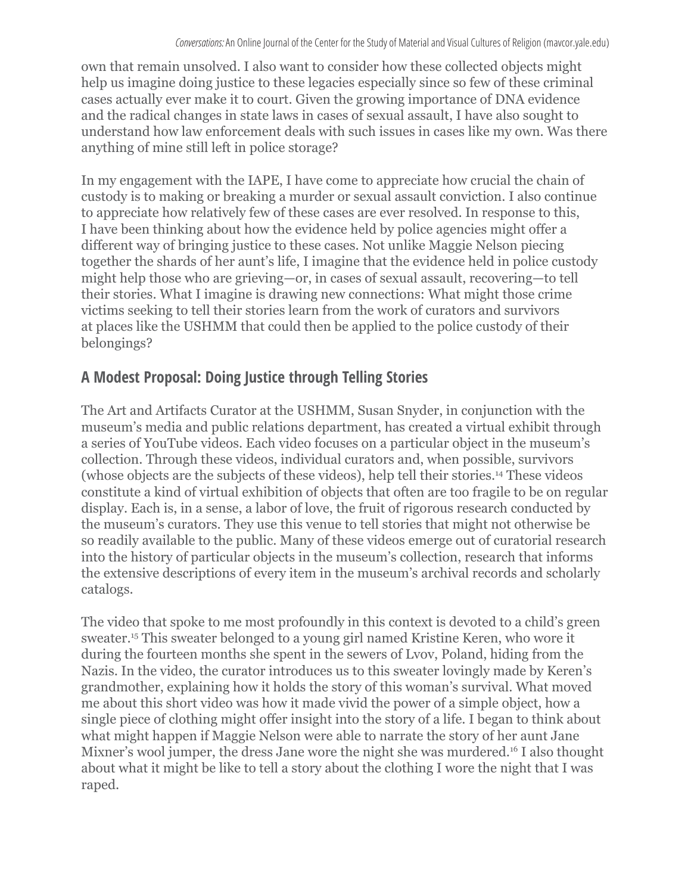own that remain unsolved. I also want to consider how these collected objects might help us imagine doing justice to these legacies especially since so few of these criminal cases actually ever make it to court. Given the growing importance of DNA evidence and the radical changes in state laws in cases of sexual assault, I have also sought to understand how law enforcement deals with such issues in cases like my own. Was there anything of mine still left in police storage?

In my engagement with the IAPE, I have come to appreciate how crucial the chain of custody is to making or breaking a murder or sexual assault conviction. I also continue to appreciate how relatively few of these cases are ever resolved. In response to this, I have been thinking about how the evidence held by police agencies might offer a different way of bringing justice to these cases. Not unlike Maggie Nelson piecing together the shards of her aunt's life, I imagine that the evidence held in police custody might help those who are grieving—or, in cases of sexual assault, recovering—to tell their stories. What I imagine is drawing new connections: What might those crime victims seeking to tell their stories learn from the work of curators and survivors at places like the USHMM that could then be applied to the police custody of their belongings?

## A Modest Proposal: Doing Justice through Telling Stories

The Art and Artifacts Curator at the USHMM, Susan Snyder, in conjunction with the museum's media and public relations department, has created a virtual exhibit through a series of YouTube videos. Each video focuses on a particular object in the museum's collection. Through these videos, individual curators and, when possible, survivors (whose objects are the subjects of these videos), help tell their stories.[14] These videos constitute a kind of virtual exhibition of objects that often are too fragile to be on regular display. Each is, in a sense, a labor of love, the fruit of rigorous research conducted by the museum's curators. They use this venue to tell stories that might not otherwise be so readily available to the public. Many of these videos emerge out of curatorial research into the history of particular objects in the museum's collection, research that informs the extensive descriptions of every item in the museum's archival records and scholarly catalogs.

The video that spoke to me most profoundly in this context is devoted to a child's green sweater.[15] This sweater belonged to a young girl named Kristine Keren, who wore it during the fourteen months she spent in the sewers of Lvov, Poland, hiding from the Nazis. In the video, the curator introduces us to this sweater lovingly made by Keren's grandmother, explaining how it holds the story of this woman's survival. What moved me about this short video was how it made vivid the power of a simple object, how a single piece of clothing might offer insight into the story of a life. I began to think about what might happen if Maggie Nelson were able to narrate the story of her aunt Jane Mixner's wool jumper, the dress Jane wore the night she was murdered.[16] I also thought about what it might be like to tell a story about the clothing I wore the night that I was raped.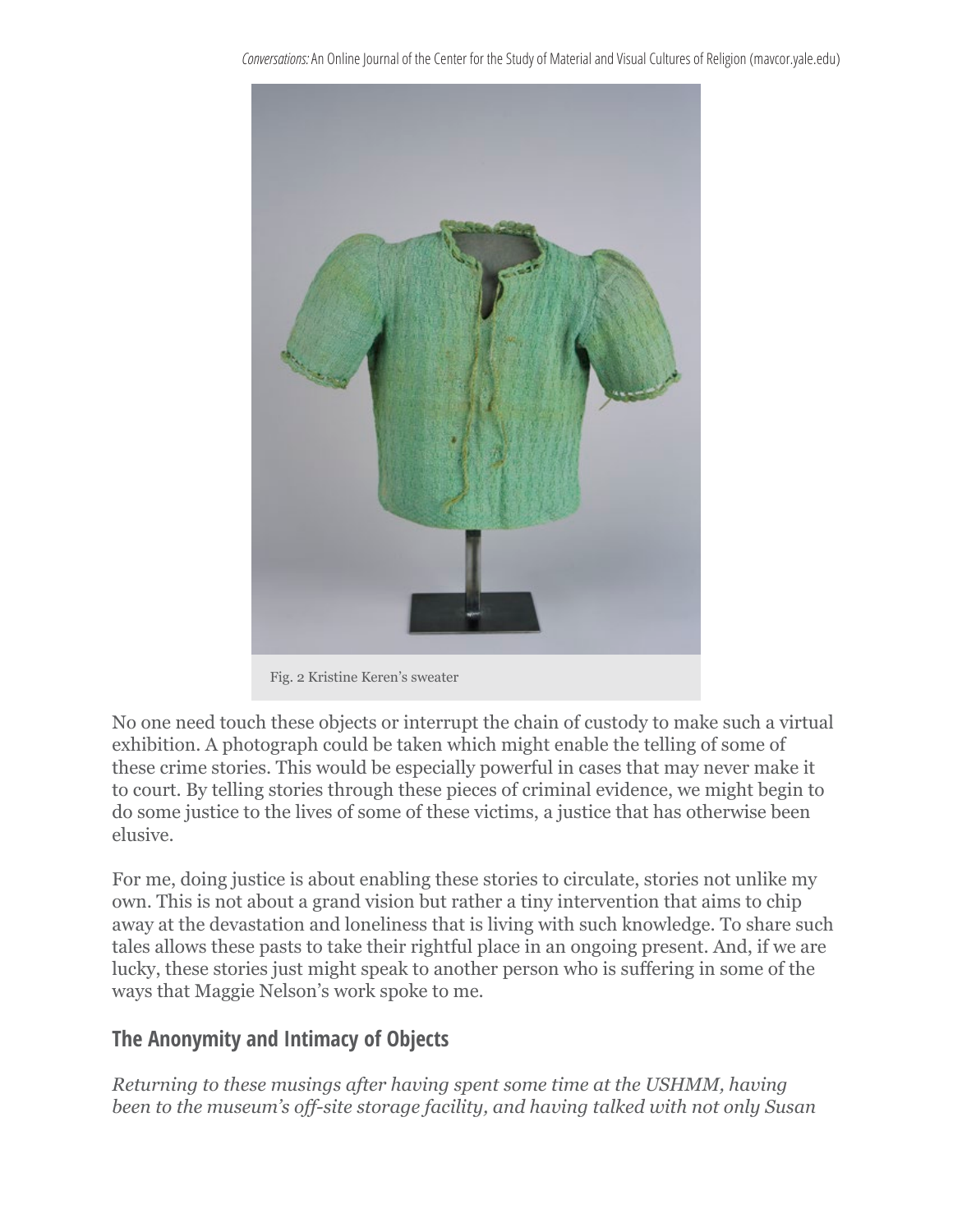Fig. 2 Kristine Keren's sweater

No one need touch these objects or interrupt the chain of custody to make such a virtual exhibition. A photograph could be taken which might enable the telling of some of these crime stories. This would be especially powerful in cases that may never make it to court. By telling stories through these pieces of criminal evidence, we might begin to do some justice to the lives of some of these victims, a justice that has otherwise been elusive.

For me, doing justice is about enabling these stories to circulate, stories not unlike my own. This is not about a grand vision but rather a tiny intervention that aims to chip away at the devastation and loneliness that is living with such knowledge. To share such tales allows these pasts to take their rightful place in an ongoing present. And, if we are lucky, these stories just might speak to another person who is suffering in some of the ways that Maggie Nelson's work spoke to me.

## The Anonymity and Intimacy of Objects

*Returning to these musings after having spent some time at the USHMM, having been to the museum's off-site storage facility, and having talked with not only Susan*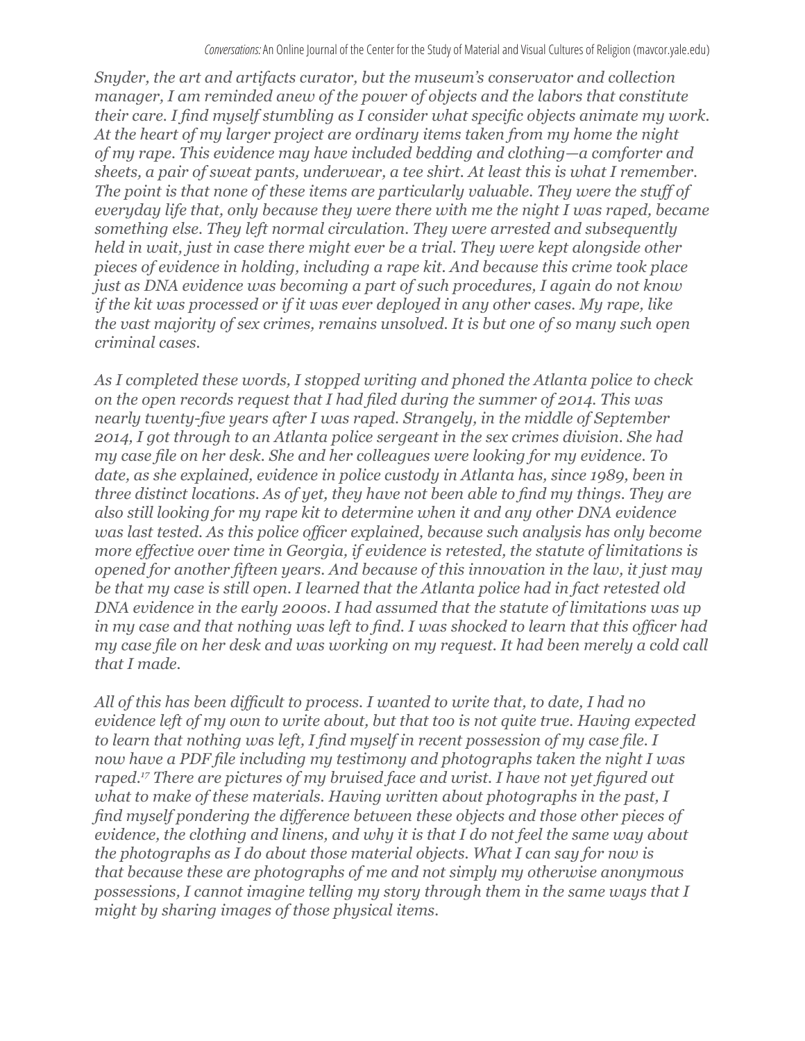*Snyder, the art and artifacts curator, but the museum's conservator and collection manager, I am reminded anew of the power of objects and the labors that constitute their care. I find myself stumbling as I consider what specific objects animate my work. At the heart of my larger project are ordinary items taken from my home the night of my rape. This evidence may have included bedding and clothing—a comforter and sheets, a pair of sweat pants, underwear, a tee shirt. At least this is what I remember. The point is that none of these items are particularly valuable. They were the stuff of everyday life that, only because they were there with me the night I was raped, became something else. They left normal circulation. They were arrested and subsequently held in wait, just in case there might ever be a trial. They were kept alongside other pieces of evidence in holding, including a rape kit. And because this crime took place just as DNA evidence was becoming a part of such procedures, I again do not know if the kit was processed or if it was ever deployed in any other cases. My rape, like the vast majority of sex crimes, remains unsolved. It is but one of so many such open criminal cases.*

*As I completed these words, I stopped writing and phoned the Atlanta police to check on the open records request that I had filed during the summer of 2014. This was nearly twenty-five years after I was raped. Strangely, in the middle of September 2014, I got through to an Atlanta police sergeant in the sex crimes division. She had my case file on her desk. She and her colleagues were looking for my evidence. To date, as she explained, evidence in police custody in Atlanta has, since 1989, been in three distinct locations. As of yet, they have not been able to find my things. They are also still looking for my rape kit to determine when it and any other DNA evidence was last tested. As this police officer explained, because such analysis has only become more effective over time in Georgia, if evidence is retested, the statute of limitations is opened for another fifteen years. And because of this innovation in the law, it just may be that my case is still open. I learned that the Atlanta police had in fact retested old DNA evidence in the early 2000s. I had assumed that the statute of limitations was up in my case and that nothing was left to find. I was shocked to learn that this officer had my case file on her desk and was working on my request. It had been merely a cold call that I made.*

*All of this has been difficult to process. I wanted to write that, to date, I had no evidence left of my own to write about, but that too is not quite true. Having expected to learn that nothing was left, I find myself in recent possession of my case file. I now have a PDF file including my testimony and photographs taken the night I was raped.*[17] *There are pictures of my bruised face and wrist. I have not yet figured out what to make of these materials. Having written about photographs in the past, I find myself pondering the difference between these objects and those other pieces of evidence, the clothing and linens, and why it is that I do not feel the same way about the photographs as I do about those material objects. What I can say for now is that because these are photographs of me and not simply my otherwise anonymous possessions, I cannot imagine telling my story through them in the same ways that I might by sharing images of those physical items.*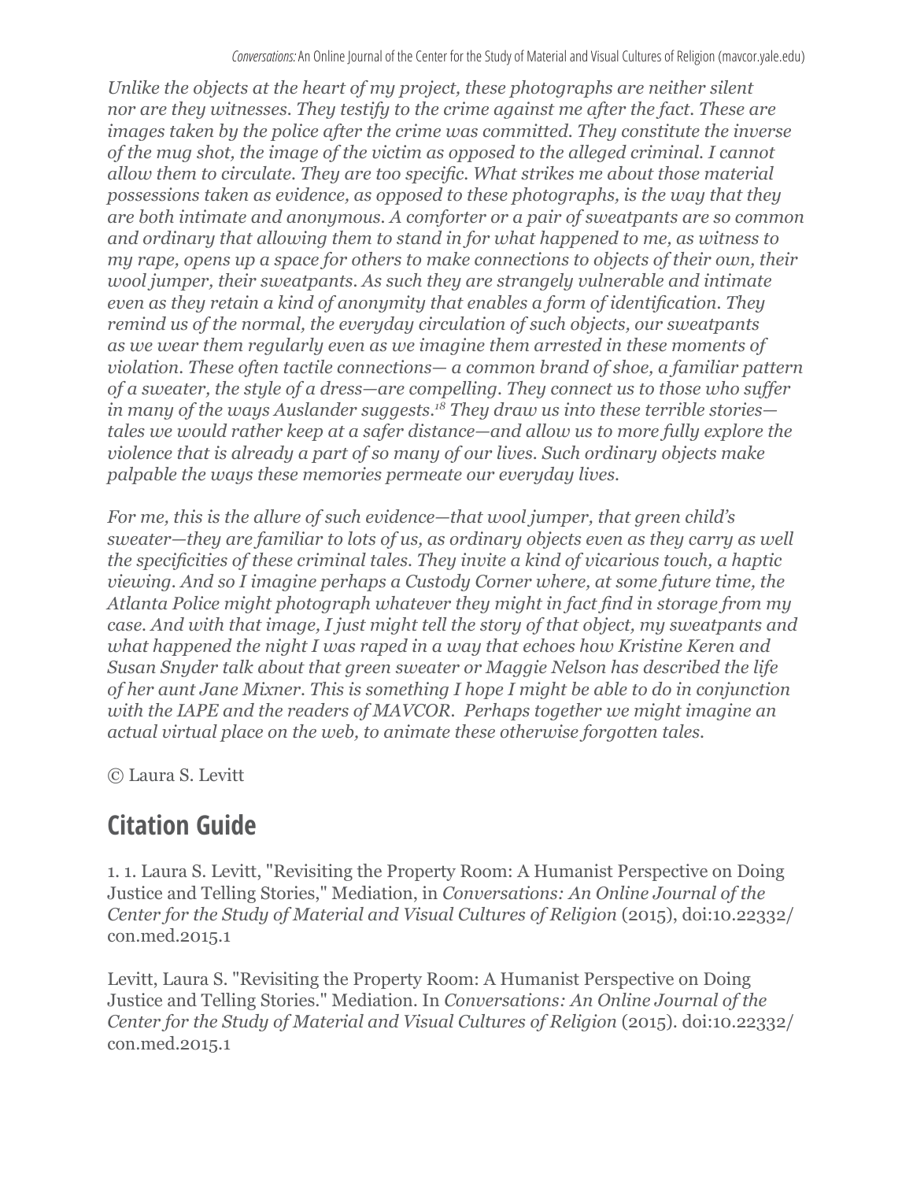*Unlike the objects at the heart of my project, these photographs are neither silent nor are they witnesses. They testify to the crime against me after the fact. These are images taken by the police after the crime was committed. They constitute the inverse of the mug shot, the image of the victim as opposed to the alleged criminal. I cannot allow them to circulate. They are too specific. What strikes me about those material possessions taken as evidence, as opposed to these photographs, is the way that they are both intimate and anonymous. A comforter or a pair of sweatpants are so common and ordinary that allowing them to stand in for what happened to me, as witness to my rape, opens up a space for others to make connections to objects of their own, their wool jumper, their sweatpants. As such they are strangely vulnerable and intimate even as they retain a kind of anonymity that enables a form of identification. They remind us of the normal, the everyday circulation of such objects, our sweatpants as we wear them regularly even as we imagine them arrested in these moments of violation. These often tactile connections— a common brand of shoe, a familiar pattern of a sweater, the style of a dress—are compelling. They connect us to those who suffer in many of the ways Auslander suggests.*[18] *They draw us into these terrible stories—tales we would rather keep at a safer distance—and allow us to more fully explore the violence that is already a part of so many of our lives. Such ordinary objects make palpable the ways these memories permeate our everyday lives.*

*For me, this is the allure of such evidence—that wool jumper, that green child's sweater—they are familiar to lots of us, as ordinary objects even as they carry as well the specificities of these criminal tales. They invite a kind of vicarious touch, a haptic viewing. And so I imagine perhaps a Custody Corner where, at some future time, the Atlanta Police might photograph whatever they might in fact find in storage from my case. And with that image, I just might tell the story of that object, my sweatpants and what happened the night I was raped in a way that echoes how Kristine Keren and Susan Snyder talk about that green sweater or Maggie Nelson has described the life of her aunt Jane Mixner. This is something I hope I might be able to do in conjunction with the IAPE and the readers of MAVCOR. Perhaps together we might imagine an actual virtual place on the web, to animate these otherwise forgotten tales.*

© Laura S. Levitt

## Citation Guide

1. 1. Laura S. Levitt, "Revisiting the Property Room: A Humanist Perspective on Doing Justice and Telling Stories," Mediation, in *Conversations: An Online Journal of the Center for the Study of Material and Visual Cultures of Religion* (2015), doi:10.22332/con.med.2015.1

Levitt, Laura S. "Revisiting the Property Room: A Humanist Perspective on Doing Justice and Telling Stories." Mediation. In *Conversations: An Online Journal of the Center for the Study of Material and Visual Cultures of Religion* (2015). doi:10.22332/con.med.2015.1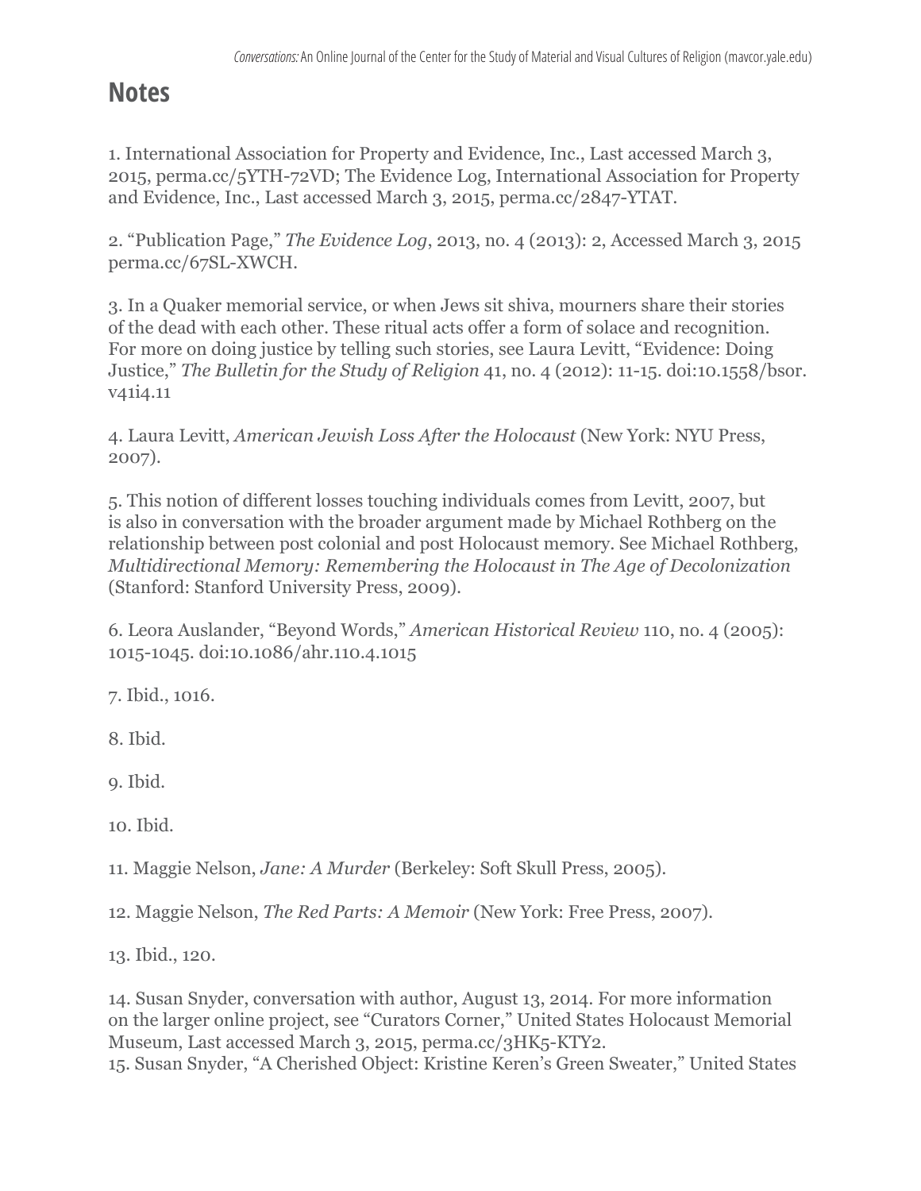## Notes

1. International Association for Property and Evidence, Inc., Last accessed March 3, 2015, perma.cc/5YTH-72VD; The Evidence Log, International Association for Property and Evidence, Inc., Last accessed March 3, 2015, perma.cc/2847-YTAT.

2. "Publication Page," *The Evidence Log*, 2013, no. 4 (2013): 2, Accessed March 3, 2015 perma.cc/67SL-XWCH.

3. In a Quaker memorial service, or when Jews sit shiva, mourners share their stories of the dead with each other. These ritual acts offer a form of solace and recognition. For more on doing justice by telling such stories, see Laura Levitt, "Evidence: Doing Justice," *The Bulletin for the Study of Religion* 41, no. 4 (2012): 11-15. doi:10.1558/bsor.v41i4.11

4. Laura Levitt, *American Jewish Loss After the Holocaust* (New York: NYU Press, 2007).

5. This notion of different losses touching individuals comes from Levitt, 2007, but is also in conversation with the broader argument made by Michael Rothberg on the relationship between post colonial and post Holocaust memory. See Michael Rothberg, *Multidirectional Memory: Remembering the Holocaust in The Age of Decolonization* (Stanford: Stanford University Press, 2009).

6. Leora Auslander, "Beyond Words," *American Historical Review* 110, no. 4 (2005): 1015-1045. doi:10.1086/ahr.110.4.1015

7. Ibid., 1016.

8. Ibid.

9. Ibid.

10. Ibid.

11. Maggie Nelson, *Jane: A Murder* (Berkeley: Soft Skull Press, 2005).

12. Maggie Nelson, *The Red Parts: A Memoir* (New York: Free Press, 2007).

13. Ibid., 120.

14. Susan Snyder, conversation with author, August 13, 2014. For more information on the larger online project, see "Curators Corner," United States Holocaust Memorial Museum, Last accessed March 3, 2015, perma.cc/3HK5-KTY2.

15. Susan Snyder, "A Cherished Object: Kristine Keren's Green Sweater," United States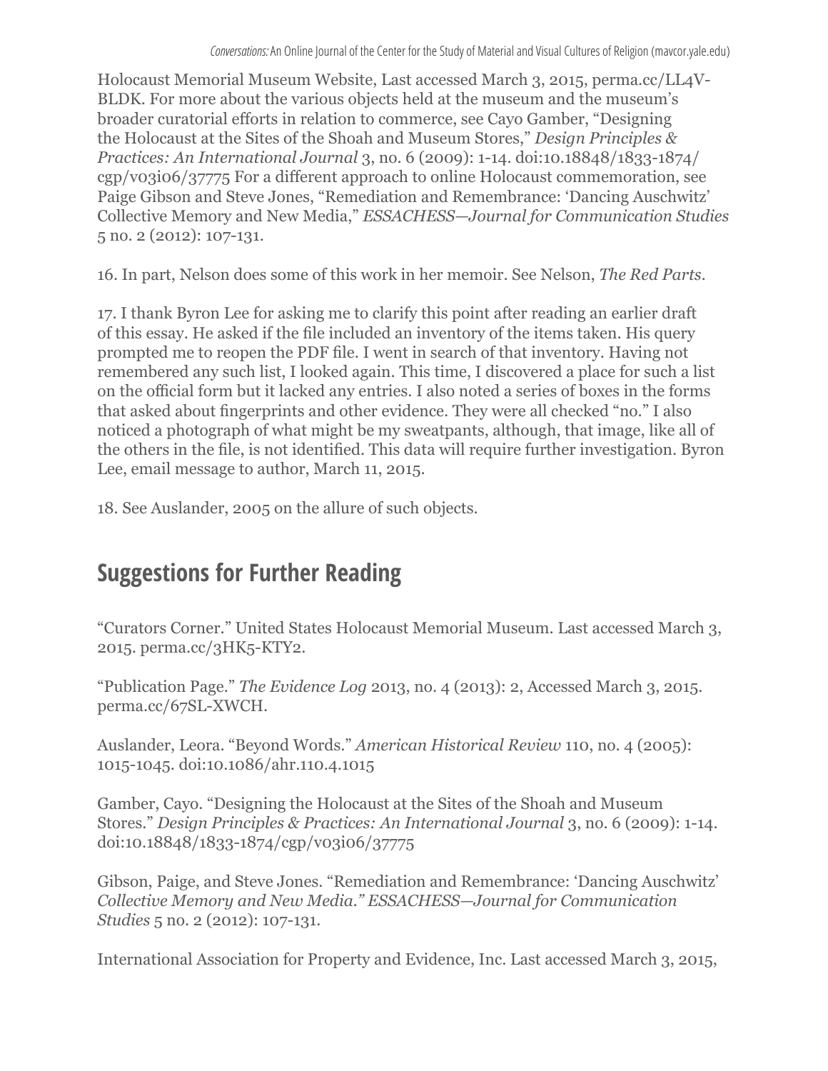Holocaust Memorial Museum Website, Last accessed March 3, 2015, perma.cc/LL4V-BLDK. For more about the various objects held at the museum and the museum's broader curatorial efforts in relation to commerce, see Cayo Gamber, "Designing the Holocaust at the Sites of the Shoah and Museum Stores," *Design Principles & Practices: An International Journal* 3, no. 6 (2009): 1-14. doi:10.18848/1833-1874/cgp/v03i06/37775 For a different approach to online Holocaust commemoration, see Paige Gibson and Steve Jones, "Remediation and Remembrance: 'Dancing Auschwitz' Collective Memory and New Media," *ESSACHESS—Journal for Communication Studies* 5 no. 2 (2012): 107-131.

16. In part, Nelson does some of this work in her memoir. See Nelson, *The Red Parts*.

17. I thank Byron Lee for asking me to clarify this point after reading an earlier draft of this essay. He asked if the file included an inventory of the items taken. His query prompted me to reopen the PDF file. I went in search of that inventory. Having not remembered any such list, I looked again. This time, I discovered a place for such a list on the official form but it lacked any entries. I also noted a series of boxes in the forms that asked about fingerprints and other evidence. They were all checked "no." I also noticed a photograph of what might be my sweatpants, although, that image, like all of the others in the file, is not identified. This data will require further investigation. Byron Lee, email message to author, March 11, 2015.

18. See Auslander, 2005 on the allure of such objects.

## Suggestions for Further Reading

"Curators Corner." United States Holocaust Memorial Museum. Last accessed March 3, 2015. perma.cc/3HK5-KTY2.

"Publication Page." *The Evidence Log* 2013, no. 4 (2013): 2, Accessed March 3, 2015. perma.cc/67SL-XWCH.

Auslander, Leora. "Beyond Words." *American Historical Review* 110, no. 4 (2005): 1015-1045. doi:10.1086/ahr.110.4.1015

Gamber, Cayo. "Designing the Holocaust at the Sites of the Shoah and Museum Stores." *Design Principles & Practices: An International Journal* 3, no. 6 (2009): 1-14. doi:10.18848/1833-1874/cgp/v03i06/37775

Gibson, Paige, and Steve Jones. "Remediation and Remembrance: 'Dancing Auschwitz' *Collective Memory and New Media." ESSACHESS—Journal for Communication Studies* 5 no. 2 (2012): 107-131.

International Association for Property and Evidence, Inc. Last accessed March 3, 2015,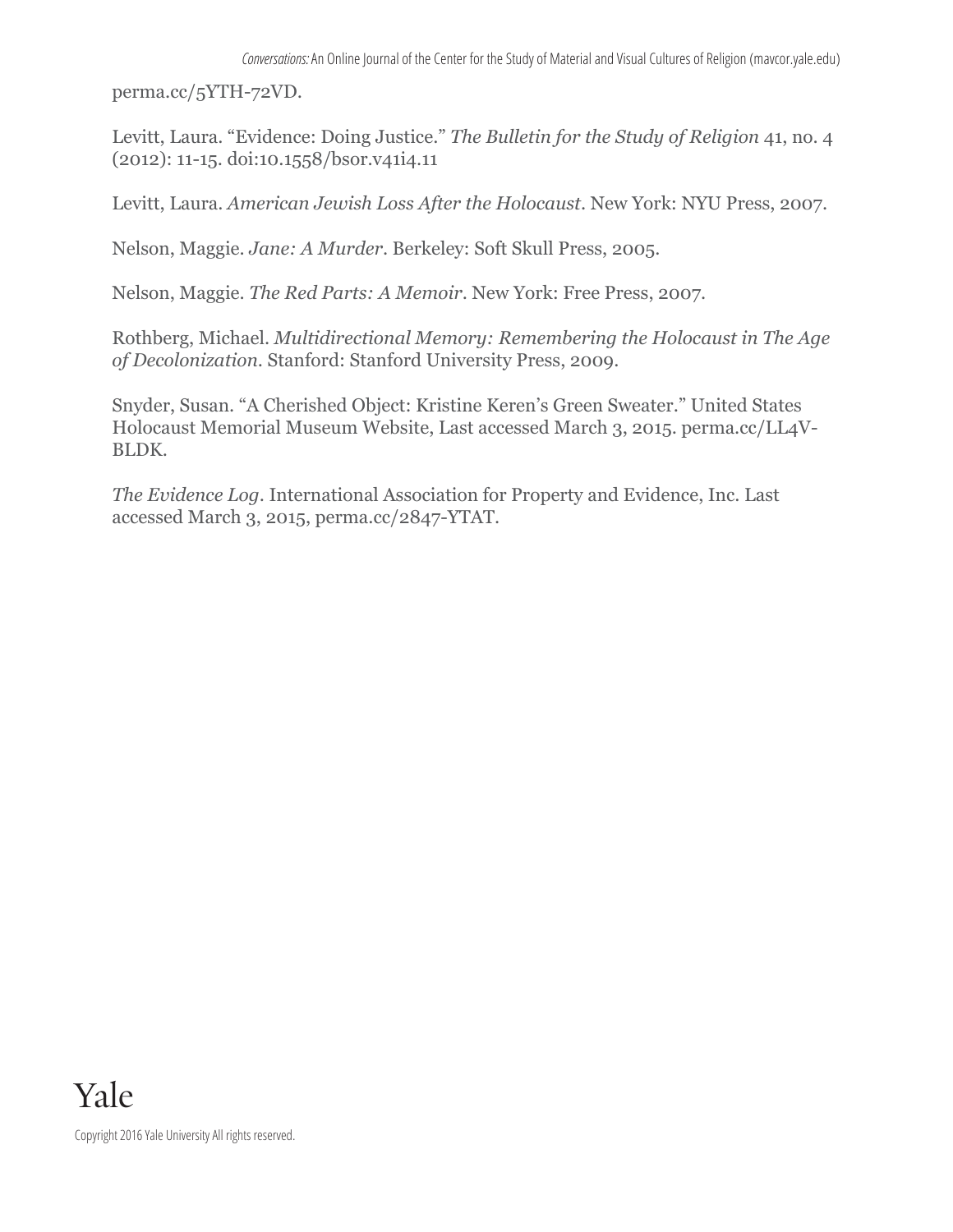perma.cc/5YTH-72VD.

Levitt, Laura. “Evidence: Doing Justice.” *The Bulletin for the Study of Religion* 41, no. 4 (2012): 11-15. doi:10.1558/bsor.v41i4.11

Levitt, Laura. *American Jewish Loss After the Holocaust*. New York: NYU Press, 2007.

Nelson, Maggie. *Jane: A Murder*. Berkeley: Soft Skull Press, 2005.

Nelson, Maggie. *The Red Parts: A Memoir*. New York: Free Press, 2007.

Rothberg, Michael. *Multidirectional Memory: Remembering the Holocaust in The Age of Decolonization*. Stanford: Stanford University Press, 2009.

Snyder, Susan. “A Cherished Object: Kristine Keren’s Green Sweater.” United States Holocaust Memorial Museum Website, Last accessed March 3, 2015. perma.cc/LL4V-BLDK.

*The Evidence Log*. International Association for Property and Evidence, Inc. Last accessed March 3, 2015, perma.cc/2847-YTAT.